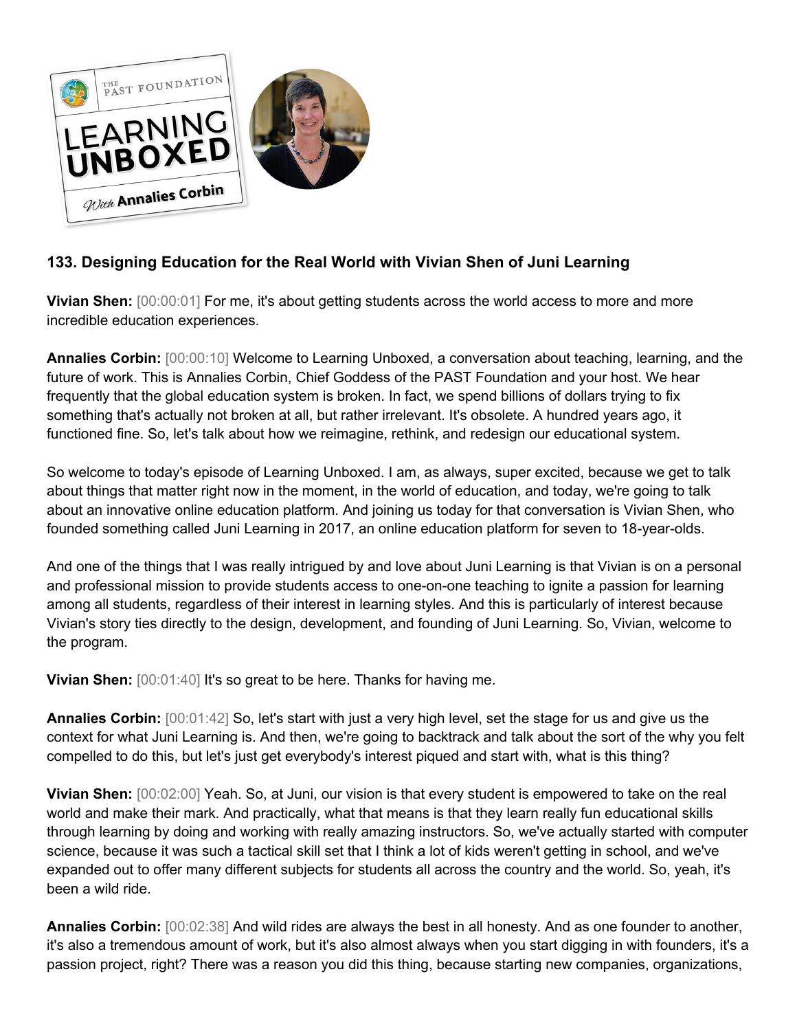### 133. Designing Education for the Real World with Vivian Shen of Juni Learning

**Vivian Shen:** [00:00:01] For me, it's about getting students across the world access to more and more incredible education experiences.

**Annalies Corbin:** [00:00:10] Welcome to Learning Unboxed, a conversation about teaching, learning, and the future of work. This is Annalies Corbin, Chief Goddess of the PAST Foundation and your host. We hear frequently that the global education system is broken. In fact, we spend billions of dollars trying to fix something that's actually not broken at all, but rather irrelevant. It's obsolete. A hundred years ago, it functioned fine. So, let's talk about how we reimagine, rethink, and redesign our educational system.

So welcome to today's episode of Learning Unboxed. I am, as always, super excited, because we get to talk about things that matter right now in the moment, in the world of education, and today, we're going to talk about an innovative online education platform. And joining us today for that conversation is Vivian Shen, who founded something called Juni Learning in 2017, an online education platform for seven to 18-year-olds.

And one of the things that I was really intrigued by and love about Juni Learning is that Vivian is on a personal and professional mission to provide students access to one-on-one teaching to ignite a passion for learning among all students, regardless of their interest in learning styles. And this is particularly of interest because Vivian's story ties directly to the design, development, and founding of Juni Learning. So, Vivian, welcome to the program.

**Vivian Shen:** [00:01:40] It's so great to be here. Thanks for having me.

**Annalies Corbin:** [00:01:42] So, let's start with just a very high level, set the stage for us and give us the context for what Juni Learning is. And then, we're going to backtrack and talk about the sort of the why you felt compelled to do this, but let's just get everybody's interest piqued and start with, what is this thing?

**Vivian Shen:** [00:02:00] Yeah. So, at Juni, our vision is that every student is empowered to take on the real world and make their mark. And practically, what that means is that they learn really fun educational skills through learning by doing and working with really amazing instructors. So, we've actually started with computer science, because it was such a tactical skill set that I think a lot of kids weren't getting in school, and we've expanded out to offer many different subjects for students all across the country and the world. So, yeah, it's been a wild ride.

**Annalies Corbin:** [00:02:38] And wild rides are always the best in all honesty. And as one founder to another, it's also a tremendous amount of work, but it's also almost always when you start digging in with founders, it's a passion project, right? There was a reason you did this thing, because starting new companies, organizations,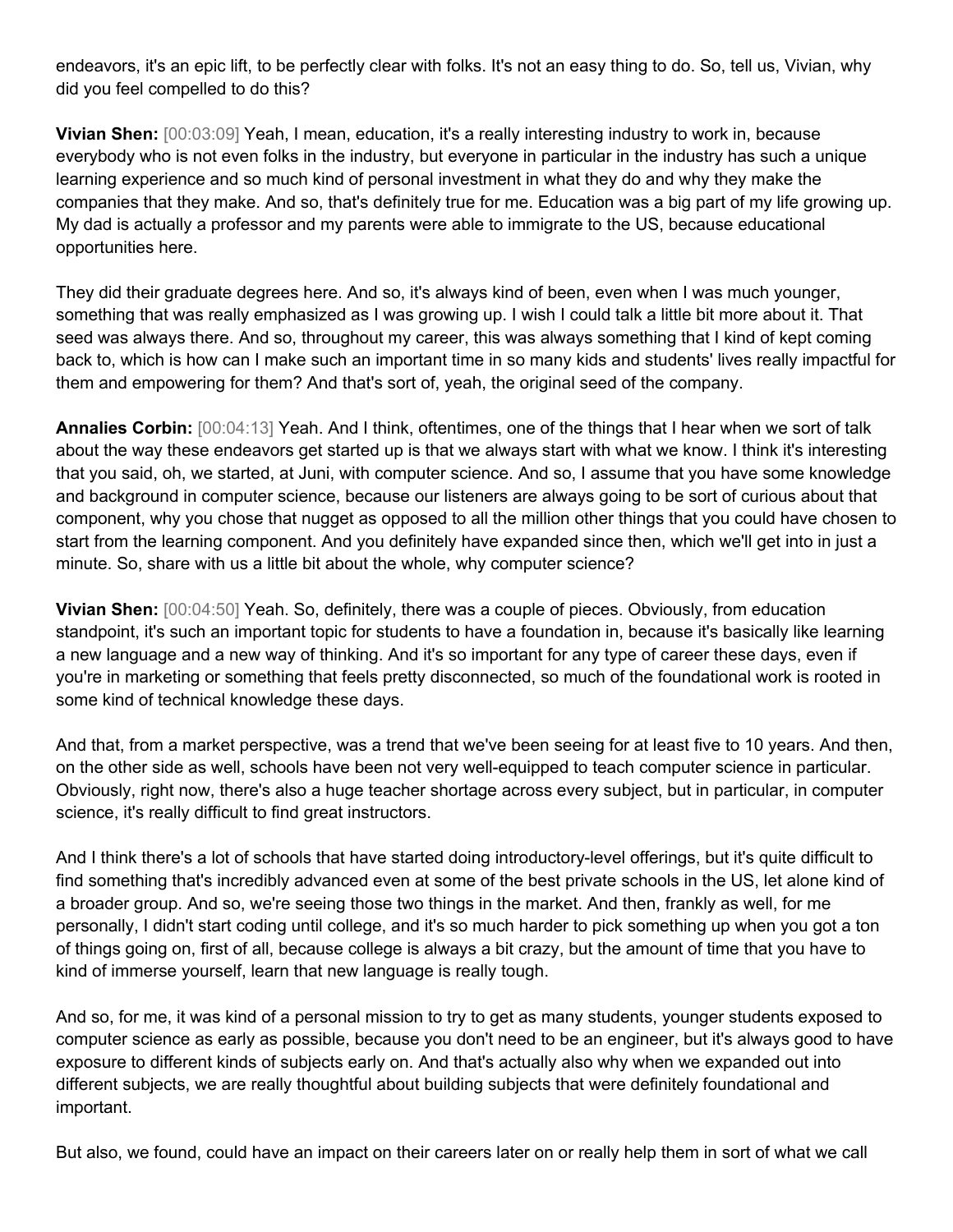endeavors, it's an epic lift, to be perfectly clear with folks. It's not an easy thing to do. So, tell us, Vivian, why did you feel compelled to do this?

**Vivian Shen:** [00:03:09] Yeah, I mean, education, it's a really interesting industry to work in, because everybody who is not even folks in the industry, but everyone in particular in the industry has such a unique learning experience and so much kind of personal investment in what they do and why they make the companies that they make. And so, that's definitely true for me. Education was a big part of my life growing up. My dad is actually a professor and my parents were able to immigrate to the US, because educational opportunities here.

They did their graduate degrees here. And so, it's always kind of been, even when I was much younger, something that was really emphasized as I was growing up. I wish I could talk a little bit more about it. That seed was always there. And so, throughout my career, this was always something that I kind of kept coming back to, which is how can I make such an important time in so many kids and students' lives really impactful for them and empowering for them? And that's sort of, yeah, the original seed of the company.

**Annalies Corbin:** [00:04:13] Yeah. And I think, oftentimes, one of the things that I hear when we sort of talk about the way these endeavors get started up is that we always start with what we know. I think it's interesting that you said, oh, we started, at Juni, with computer science. And so, I assume that you have some knowledge and background in computer science, because our listeners are always going to be sort of curious about that component, why you chose that nugget as opposed to all the million other things that you could have chosen to start from the learning component. And you definitely have expanded since then, which we'll get into in just a minute. So, share with us a little bit about the whole, why computer science?

**Vivian Shen:** [00:04:50] Yeah. So, definitely, there was a couple of pieces. Obviously, from education standpoint, it's such an important topic for students to have a foundation in, because it's basically like learning a new language and a new way of thinking. And it's so important for any type of career these days, even if you're in marketing or something that feels pretty disconnected, so much of the foundational work is rooted in some kind of technical knowledge these days.

And that, from a market perspective, was a trend that we've been seeing for at least five to 10 years. And then, on the other side as well, schools have been not very well-equipped to teach computer science in particular. Obviously, right now, there's also a huge teacher shortage across every subject, but in particular, in computer science, it's really difficult to find great instructors.

And I think there's a lot of schools that have started doing introductory-level offerings, but it's quite difficult to find something that's incredibly advanced even at some of the best private schools in the US, let alone kind of a broader group. And so, we're seeing those two things in the market. And then, frankly as well, for me personally, I didn't start coding until college, and it's so much harder to pick something up when you got a ton of things going on, first of all, because college is always a bit crazy, but the amount of time that you have to kind of immerse yourself, learn that new language is really tough.

And so, for me, it was kind of a personal mission to try to get as many students, younger students exposed to computer science as early as possible, because you don't need to be an engineer, but it's always good to have exposure to different kinds of subjects early on. And that's actually also why when we expanded out into different subjects, we are really thoughtful about building subjects that were definitely foundational and important.

But also, we found, could have an impact on their careers later on or really help them in sort of what we call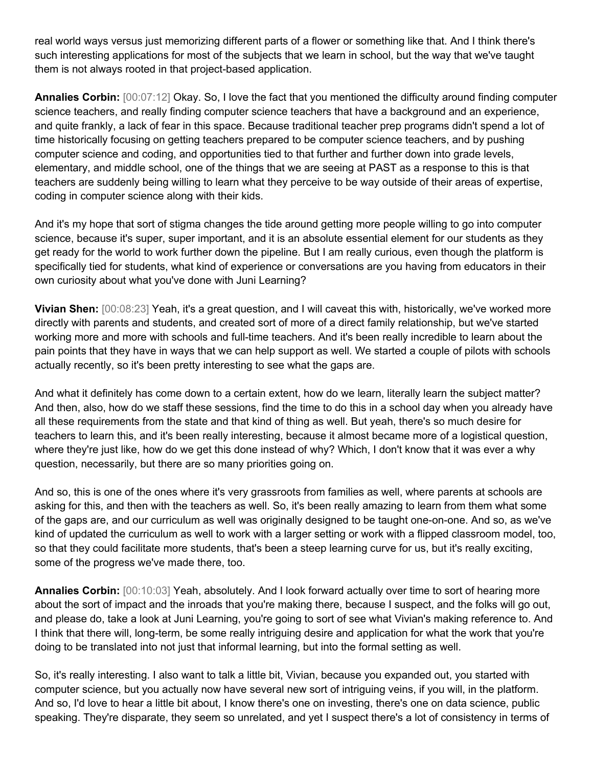real world ways versus just memorizing different parts of a flower or something like that. And I think there's such interesting applications for most of the subjects that we learn in school, but the way that we've taught them is not always rooted in that project-based application.

**Annalies Corbin:** [00:07:12] Okay. So, I love the fact that you mentioned the difficulty around finding computer science teachers, and really finding computer science teachers that have a background and an experience, and quite frankly, a lack of fear in this space. Because traditional teacher prep programs didn't spend a lot of time historically focusing on getting teachers prepared to be computer science teachers, and by pushing computer science and coding, and opportunities tied to that further and further down into grade levels, elementary, and middle school, one of the things that we are seeing at PAST as a response to this is that teachers are suddenly being willing to learn what they perceive to be way outside of their areas of expertise, coding in computer science along with their kids.

And it's my hope that sort of stigma changes the tide around getting more people willing to go into computer science, because it's super, super important, and it is an absolute essential element for our students as they get ready for the world to work further down the pipeline. But I am really curious, even though the platform is specifically tied for students, what kind of experience or conversations are you having from educators in their own curiosity about what you've done with Juni Learning?

**Vivian Shen:** [00:08:23] Yeah, it's a great question, and I will caveat this with, historically, we've worked more directly with parents and students, and created sort of more of a direct family relationship, but we've started working more and more with schools and full-time teachers. And it's been really incredible to learn about the pain points that they have in ways that we can help support as well. We started a couple of pilots with schools actually recently, so it's been pretty interesting to see what the gaps are.

And what it definitely has come down to a certain extent, how do we learn, literally learn the subject matter? And then, also, how do we staff these sessions, find the time to do this in a school day when you already have all these requirements from the state and that kind of thing as well. But yeah, there's so much desire for teachers to learn this, and it's been really interesting, because it almost became more of a logistical question, where they're just like, how do we get this done instead of why? Which, I don't know that it was ever a why question, necessarily, but there are so many priorities going on.

And so, this is one of the ones where it's very grassroots from families as well, where parents at schools are asking for this, and then with the teachers as well. So, it's been really amazing to learn from them what some of the gaps are, and our curriculum as well was originally designed to be taught one-on-one. And so, as we've kind of updated the curriculum as well to work with a larger setting or work with a flipped classroom model, too, so that they could facilitate more students, that's been a steep learning curve for us, but it's really exciting, some of the progress we've made there, too.

**Annalies Corbin:** [00:10:03] Yeah, absolutely. And I look forward actually over time to sort of hearing more about the sort of impact and the inroads that you're making there, because I suspect, and the folks will go out, and please do, take a look at Juni Learning, you're going to sort of see what Vivian's making reference to. And I think that there will, long-term, be some really intriguing desire and application for what the work that you're doing to be translated into not just that informal learning, but into the formal setting as well.

So, it's really interesting. I also want to talk a little bit, Vivian, because you expanded out, you started with computer science, but you actually now have several new sort of intriguing veins, if you will, in the platform. And so, I'd love to hear a little bit about, I know there's one on investing, there's one on data science, public speaking. They're disparate, they seem so unrelated, and yet I suspect there's a lot of consistency in terms of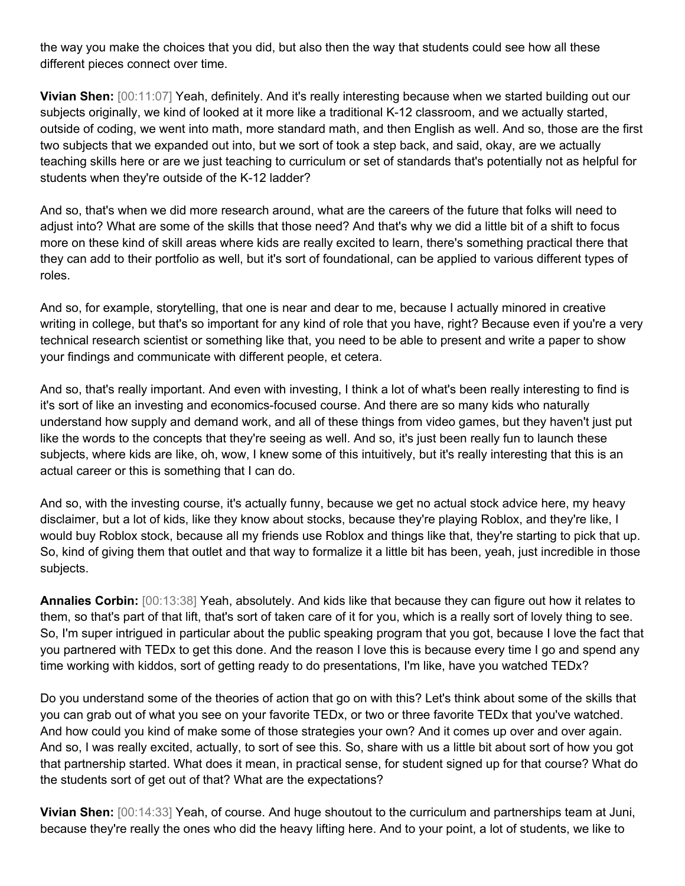the way you make the choices that you did, but also then the way that students could see how all these different pieces connect over time.

**Vivian Shen:** [00:11:07] Yeah, definitely. And it's really interesting because when we started building out our subjects originally, we kind of looked at it more like a traditional K-12 classroom, and we actually started, outside of coding, we went into math, more standard math, and then English as well. And so, those are the first two subjects that we expanded out into, but we sort of took a step back, and said, okay, are we actually teaching skills here or are we just teaching to curriculum or set of standards that's potentially not as helpful for students when they're outside of the K-12 ladder?

And so, that's when we did more research around, what are the careers of the future that folks will need to adjust into? What are some of the skills that those need? And that's why we did a little bit of a shift to focus more on these kind of skill areas where kids are really excited to learn, there's something practical there that they can add to their portfolio as well, but it's sort of foundational, can be applied to various different types of roles.

And so, for example, storytelling, that one is near and dear to me, because I actually minored in creative writing in college, but that's so important for any kind of role that you have, right? Because even if you're a very technical research scientist or something like that, you need to be able to present and write a paper to show your findings and communicate with different people, et cetera.

And so, that's really important. And even with investing, I think a lot of what's been really interesting to find is it's sort of like an investing and economics-focused course. And there are so many kids who naturally understand how supply and demand work, and all of these things from video games, but they haven't just put like the words to the concepts that they're seeing as well. And so, it's just been really fun to launch these subjects, where kids are like, oh, wow, I knew some of this intuitively, but it's really interesting that this is an actual career or this is something that I can do.

And so, with the investing course, it's actually funny, because we get no actual stock advice here, my heavy disclaimer, but a lot of kids, like they know about stocks, because they're playing Roblox, and they're like, I would buy Roblox stock, because all my friends use Roblox and things like that, they're starting to pick that up. So, kind of giving them that outlet and that way to formalize it a little bit has been, yeah, just incredible in those subjects.

**Annalies Corbin:** [00:13:38] Yeah, absolutely. And kids like that because they can figure out how it relates to them, so that's part of that lift, that's sort of taken care of it for you, which is a really sort of lovely thing to see. So, I'm super intrigued in particular about the public speaking program that you got, because I love the fact that you partnered with TEDx to get this done. And the reason I love this is because every time I go and spend any time working with kiddos, sort of getting ready to do presentations, I'm like, have you watched TEDx?

Do you understand some of the theories of action that go on with this? Let's think about some of the skills that you can grab out of what you see on your favorite TEDx, or two or three favorite TEDx that you've watched. And how could you kind of make some of those strategies your own? And it comes up over and over again. And so, I was really excited, actually, to sort of see this. So, share with us a little bit about sort of how you got that partnership started. What does it mean, in practical sense, for student signed up for that course? What do the students sort of get out of that? What are the expectations?

**Vivian Shen:** [00:14:33] Yeah, of course. And huge shoutout to the curriculum and partnerships team at Juni, because they're really the ones who did the heavy lifting here. And to your point, a lot of students, we like to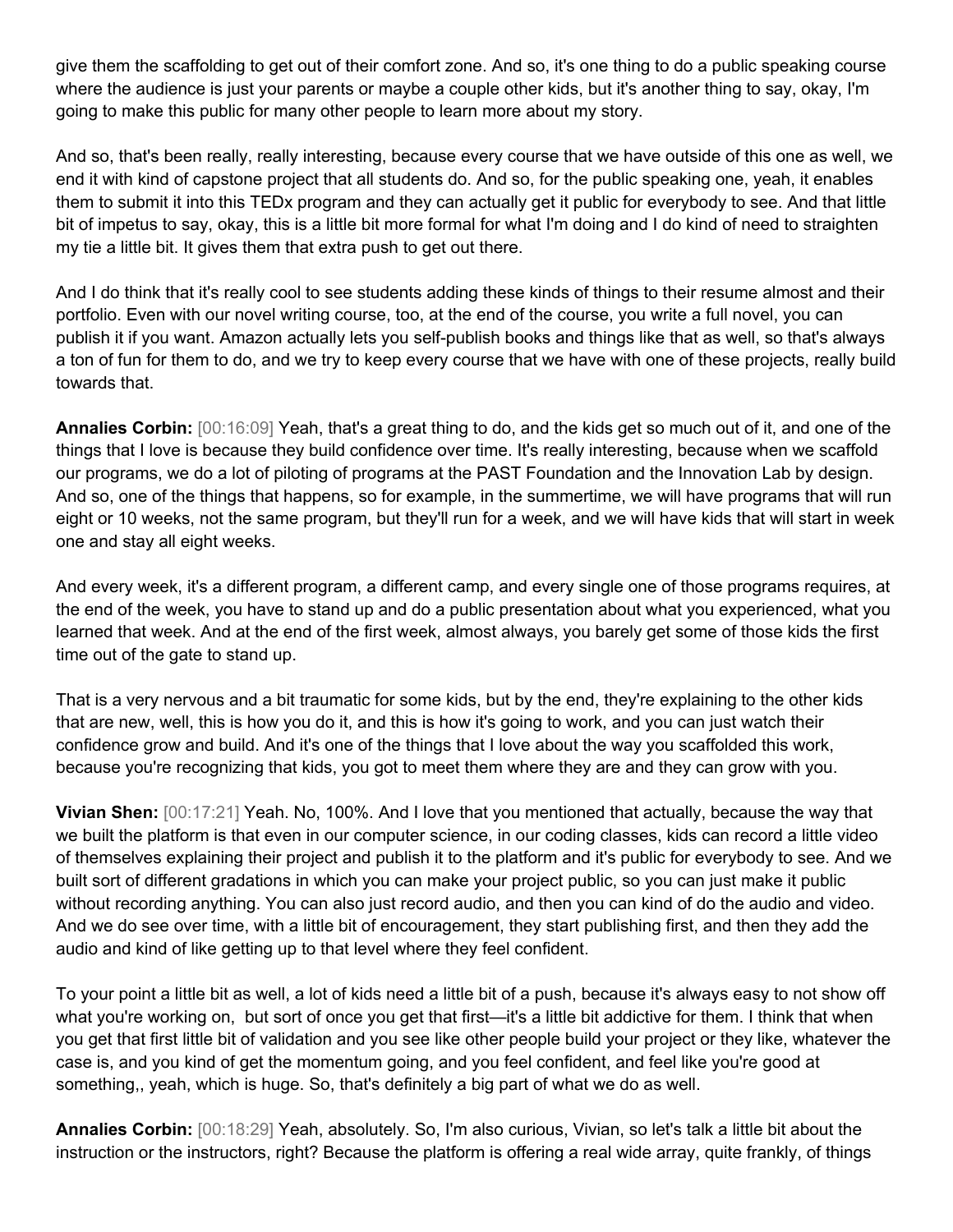give them the scaffolding to get out of their comfort zone. And so, it's one thing to do a public speaking course where the audience is just your parents or maybe a couple other kids, but it's another thing to say, okay, I'm going to make this public for many other people to learn more about my story.

And so, that's been really, really interesting, because every course that we have outside of this one as well, we end it with kind of capstone project that all students do. And so, for the public speaking one, yeah, it enables them to submit it into this TEDx program and they can actually get it public for everybody to see. And that little bit of impetus to say, okay, this is a little bit more formal for what I'm doing and I do kind of need to straighten my tie a little bit. It gives them that extra push to get out there.

And I do think that it's really cool to see students adding these kinds of things to their resume almost and their portfolio. Even with our novel writing course, too, at the end of the course, you write a full novel, you can publish it if you want. Amazon actually lets you self-publish books and things like that as well, so that's always a ton of fun for them to do, and we try to keep every course that we have with one of these projects, really build towards that.

**Annalies Corbin:** [00:16:09] Yeah, that's a great thing to do, and the kids get so much out of it, and one of the things that I love is because they build confidence over time. It's really interesting, because when we scaffold our programs, we do a lot of piloting of programs at the PAST Foundation and the Innovation Lab by design. And so, one of the things that happens, so for example, in the summertime, we will have programs that will run eight or 10 weeks, not the same program, but they'll run for a week, and we will have kids that will start in week one and stay all eight weeks.

And every week, it's a different program, a different camp, and every single one of those programs requires, at the end of the week, you have to stand up and do a public presentation about what you experienced, what you learned that week. And at the end of the first week, almost always, you barely get some of those kids the first time out of the gate to stand up.

That is a very nervous and a bit traumatic for some kids, but by the end, they're explaining to the other kids that are new, well, this is how you do it, and this is how it's going to work, and you can just watch their confidence grow and build. And it's one of the things that I love about the way you scaffolded this work, because you're recognizing that kids, you got to meet them where they are and they can grow with you.

**Vivian Shen:** [00:17:21] Yeah. No, 100%. And I love that you mentioned that actually, because the way that we built the platform is that even in our computer science, in our coding classes, kids can record a little video of themselves explaining their project and publish it to the platform and it's public for everybody to see. And we built sort of different gradations in which you can make your project public, so you can just make it public without recording anything. You can also just record audio, and then you can kind of do the audio and video. And we do see over time, with a little bit of encouragement, they start publishing first, and then they add the audio and kind of like getting up to that level where they feel confident.

To your point a little bit as well, a lot of kids need a little bit of a push, because it's always easy to not show off what you're working on, but sort of once you get that first—it's a little bit addictive for them. I think that when you get that first little bit of validation and you see like other people build your project or they like, whatever the case is, and you kind of get the momentum going, and you feel confident, and feel like you're good at something,, yeah, which is huge. So, that's definitely a big part of what we do as well.

**Annalies Corbin:** [00:18:29] Yeah, absolutely. So, I'm also curious, Vivian, so let's talk a little bit about the instruction or the instructors, right? Because the platform is offering a real wide array, quite frankly, of things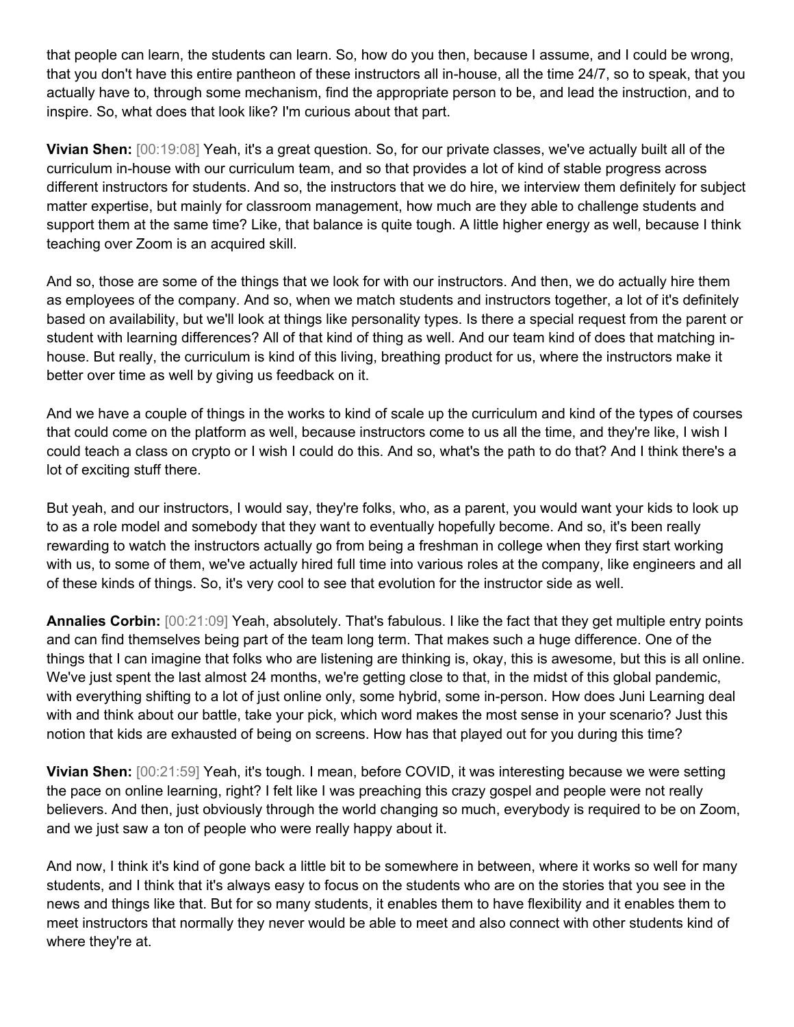that people can learn, the students can learn. So, how do you then, because I assume, and I could be wrong, that you don't have this entire pantheon of these instructors all in-house, all the time 24/7, so to speak, that you actually have to, through some mechanism, find the appropriate person to be, and lead the instruction, and to inspire. So, what does that look like? I'm curious about that part.

**Vivian Shen:** [00:19:08] Yeah, it's a great question. So, for our private classes, we've actually built all of the curriculum in-house with our curriculum team, and so that provides a lot of kind of stable progress across different instructors for students. And so, the instructors that we do hire, we interview them definitely for subject matter expertise, but mainly for classroom management, how much are they able to challenge students and support them at the same time? Like, that balance is quite tough. A little higher energy as well, because I think teaching over Zoom is an acquired skill.

And so, those are some of the things that we look for with our instructors. And then, we do actually hire them as employees of the company. And so, when we match students and instructors together, a lot of it's definitely based on availability, but we'll look at things like personality types. Is there a special request from the parent or student with learning differences? All of that kind of thing as well. And our team kind of does that matching in-house. But really, the curriculum is kind of this living, breathing product for us, where the instructors make it better over time as well by giving us feedback on it.

And we have a couple of things in the works to kind of scale up the curriculum and kind of the types of courses that could come on the platform as well, because instructors come to us all the time, and they're like, I wish I could teach a class on crypto or I wish I could do this. And so, what's the path to do that? And I think there's a lot of exciting stuff there.

But yeah, and our instructors, I would say, they're folks, who, as a parent, you would want your kids to look up to as a role model and somebody that they want to eventually hopefully become. And so, it's been really rewarding to watch the instructors actually go from being a freshman in college when they first start working with us, to some of them, we've actually hired full time into various roles at the company, like engineers and all of these kinds of things. So, it's very cool to see that evolution for the instructor side as well.

**Annalies Corbin:** [00:21:09] Yeah, absolutely. That's fabulous. I like the fact that they get multiple entry points and can find themselves being part of the team long term. That makes such a huge difference. One of the things that I can imagine that folks who are listening are thinking is, okay, this is awesome, but this is all online. We've just spent the last almost 24 months, we're getting close to that, in the midst of this global pandemic, with everything shifting to a lot of just online only, some hybrid, some in-person. How does Juni Learning deal with and think about our battle, take your pick, which word makes the most sense in your scenario? Just this notion that kids are exhausted of being on screens. How has that played out for you during this time?

**Vivian Shen:** [00:21:59] Yeah, it's tough. I mean, before COVID, it was interesting because we were setting the pace on online learning, right? I felt like I was preaching this crazy gospel and people were not really believers. And then, just obviously through the world changing so much, everybody is required to be on Zoom, and we just saw a ton of people who were really happy about it.

And now, I think it's kind of gone back a little bit to be somewhere in between, where it works so well for many students, and I think that it's always easy to focus on the students who are on the stories that you see in the news and things like that. But for so many students, it enables them to have flexibility and it enables them to meet instructors that normally they never would be able to meet and also connect with other students kind of where they're at.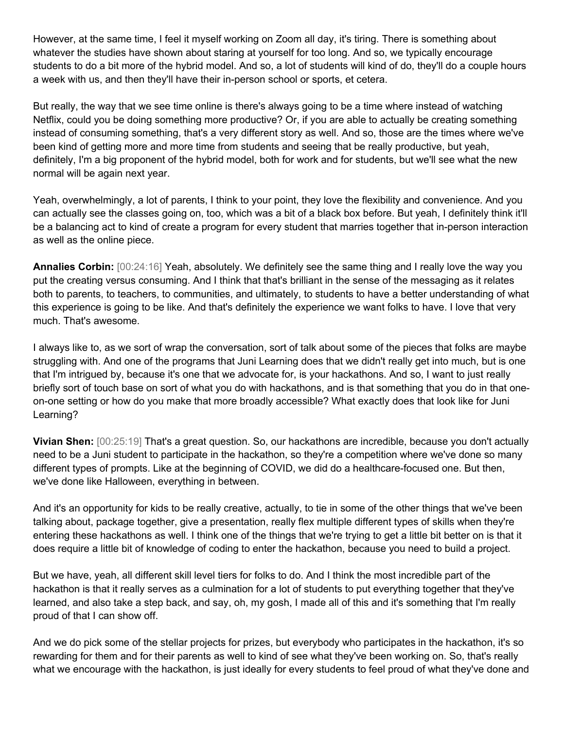However, at the same time, I feel it myself working on Zoom all day, it's tiring. There is something about whatever the studies have shown about staring at yourself for too long. And so, we typically encourage students to do a bit more of the hybrid model. And so, a lot of students will kind of do, they'll do a couple hours a week with us, and then they'll have their in-person school or sports, et cetera.

But really, the way that we see time online is there's always going to be a time where instead of watching Netflix, could you be doing something more productive? Or, if you are able to actually be creating something instead of consuming something, that's a very different story as well. And so, those are the times where we've been kind of getting more and more time from students and seeing that be really productive, but yeah, definitely, I'm a big proponent of the hybrid model, both for work and for students, but we'll see what the new normal will be again next year.

Yeah, overwhelmingly, a lot of parents, I think to your point, they love the flexibility and convenience. And you can actually see the classes going on, too, which was a bit of a black box before. But yeah, I definitely think it'll be a balancing act to kind of create a program for every student that marries together that in-person interaction as well as the online piece.

**Annalies Corbin:** [00:24:16] Yeah, absolutely. We definitely see the same thing and I really love the way you put the creating versus consuming. And I think that that's brilliant in the sense of the messaging as it relates both to parents, to teachers, to communities, and ultimately, to students to have a better understanding of what this experience is going to be like. And that's definitely the experience we want folks to have. I love that very much. That's awesome.

I always like to, as we sort of wrap the conversation, sort of talk about some of the pieces that folks are maybe struggling with. And one of the programs that Juni Learning does that we didn't really get into much, but is one that I'm intrigued by, because it's one that we advocate for, is your hackathons. And so, I want to just really briefly sort of touch base on sort of what you do with hackathons, and is that something that you do in that one-on-one setting or how do you make that more broadly accessible? What exactly does that look like for Juni Learning?

**Vivian Shen:** [00:25:19] That's a great question. So, our hackathons are incredible, because you don't actually need to be a Juni student to participate in the hackathon, so they're a competition where we've done so many different types of prompts. Like at the beginning of COVID, we did do a healthcare-focused one. But then, we've done like Halloween, everything in between.

And it's an opportunity for kids to be really creative, actually, to tie in some of the other things that we've been talking about, package together, give a presentation, really flex multiple different types of skills when they're entering these hackathons as well. I think one of the things that we're trying to get a little bit better on is that it does require a little bit of knowledge of coding to enter the hackathon, because you need to build a project.

But we have, yeah, all different skill level tiers for folks to do. And I think the most incredible part of the hackathon is that it really serves as a culmination for a lot of students to put everything together that they've learned, and also take a step back, and say, oh, my gosh, I made all of this and it's something that I'm really proud of that I can show off.

And we do pick some of the stellar projects for prizes, but everybody who participates in the hackathon, it's so rewarding for them and for their parents as well to kind of see what they've been working on. So, that's really what we encourage with the hackathon, is just ideally for every students to feel proud of what they've done and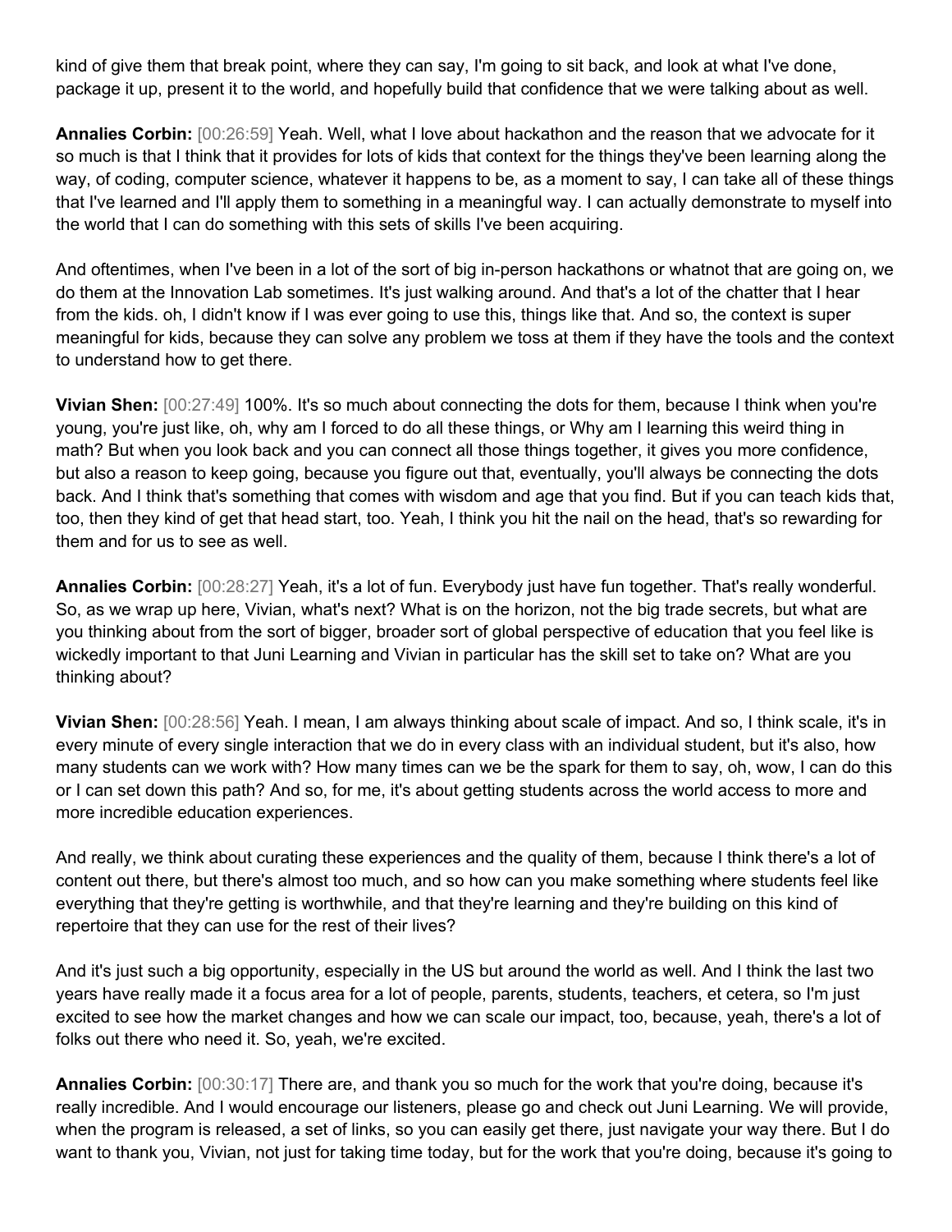kind of give them that break point, where they can say, I'm going to sit back, and look at what I've done, package it up, present it to the world, and hopefully build that confidence that we were talking about as well.

**Annalies Corbin:** [00:26:59] Yeah. Well, what I love about hackathon and the reason that we advocate for it so much is that I think that it provides for lots of kids that context for the things they've been learning along the way, of coding, computer science, whatever it happens to be, as a moment to say, I can take all of these things that I've learned and I'll apply them to something in a meaningful way. I can actually demonstrate to myself into the world that I can do something with this sets of skills I've been acquiring.

And oftentimes, when I've been in a lot of the sort of big in-person hackathons or whatnot that are going on, we do them at the Innovation Lab sometimes. It's just walking around. And that's a lot of the chatter that I hear from the kids. oh, I didn't know if I was ever going to use this, things like that. And so, the context is super meaningful for kids, because they can solve any problem we toss at them if they have the tools and the context to understand how to get there.

**Vivian Shen:** [00:27:49] 100%. It's so much about connecting the dots for them, because I think when you're young, you're just like, oh, why am I forced to do all these things, or Why am I learning this weird thing in math? But when you look back and you can connect all those things together, it gives you more confidence, but also a reason to keep going, because you figure out that, eventually, you'll always be connecting the dots back. And I think that's something that comes with wisdom and age that you find. But if you can teach kids that, too, then they kind of get that head start, too. Yeah, I think you hit the nail on the head, that's so rewarding for them and for us to see as well.

**Annalies Corbin:** [00:28:27] Yeah, it's a lot of fun. Everybody just have fun together. That's really wonderful. So, as we wrap up here, Vivian, what's next? What is on the horizon, not the big trade secrets, but what are you thinking about from the sort of bigger, broader sort of global perspective of education that you feel like is wickedly important to that Juni Learning and Vivian in particular has the skill set to take on? What are you thinking about?

**Vivian Shen:** [00:28:56] Yeah. I mean, I am always thinking about scale of impact. And so, I think scale, it's in every minute of every single interaction that we do in every class with an individual student, but it's also, how many students can we work with? How many times can we be the spark for them to say, oh, wow, I can do this or I can set down this path? And so, for me, it's about getting students across the world access to more and more incredible education experiences.

And really, we think about curating these experiences and the quality of them, because I think there's a lot of content out there, but there's almost too much, and so how can you make something where students feel like everything that they're getting is worthwhile, and that they're learning and they're building on this kind of repertoire that they can use for the rest of their lives?

And it's just such a big opportunity, especially in the US but around the world as well. And I think the last two years have really made it a focus area for a lot of people, parents, students, teachers, et cetera, so I'm just excited to see how the market changes and how we can scale our impact, too, because, yeah, there's a lot of folks out there who need it. So, yeah, we're excited.

**Annalies Corbin:** [00:30:17] There are, and thank you so much for the work that you're doing, because it's really incredible. And I would encourage our listeners, please go and check out Juni Learning. We will provide, when the program is released, a set of links, so you can easily get there, just navigate your way there. But I do want to thank you, Vivian, not just for taking time today, but for the work that you're doing, because it's going to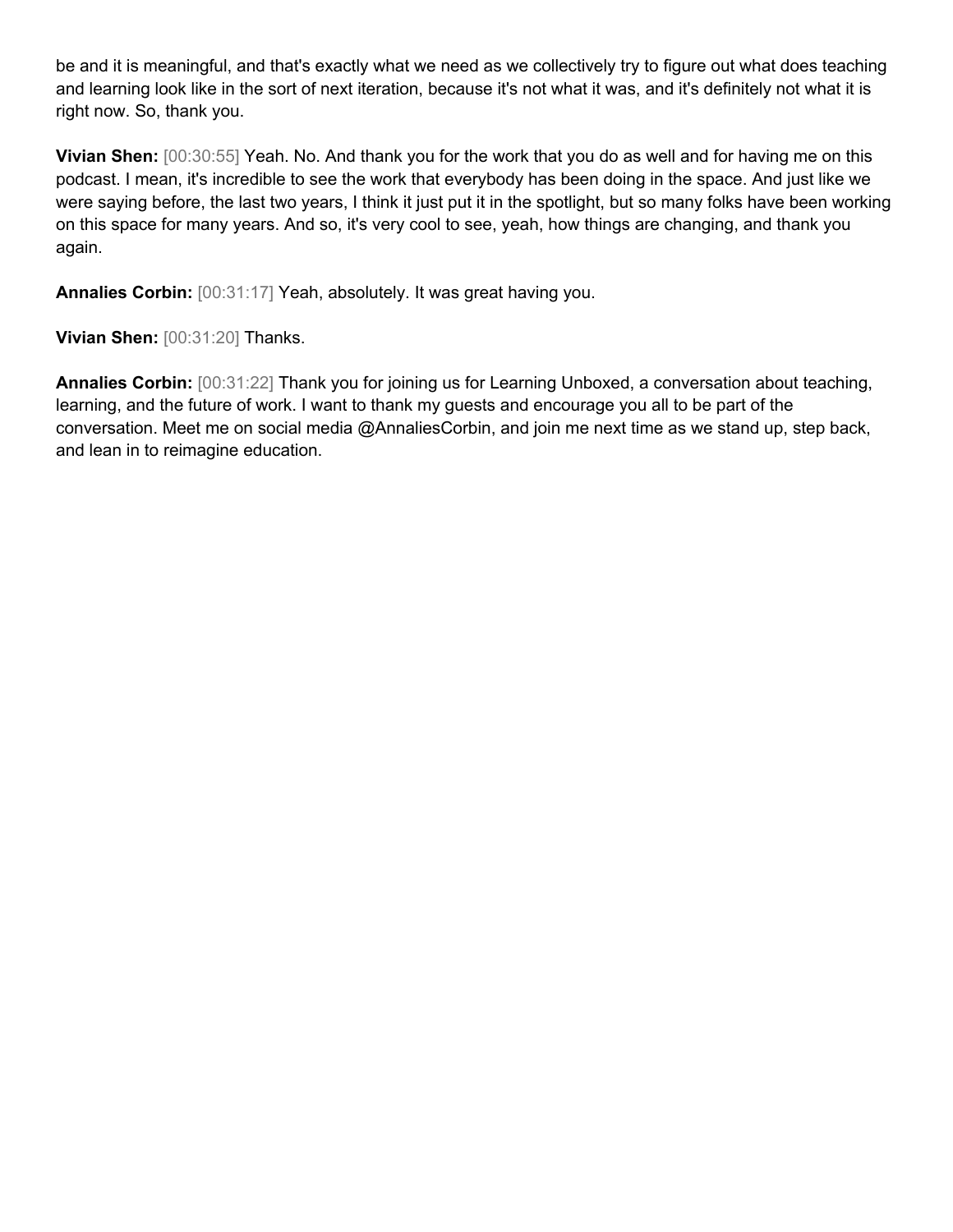be and it is meaningful, and that's exactly what we need as we collectively try to figure out what does teaching and learning look like in the sort of next iteration, because it's not what it was, and it's definitely not what it is right now. So, thank you.

**Vivian Shen:** [00:30:55] Yeah. No. And thank you for the work that you do as well and for having me on this podcast. I mean, it's incredible to see the work that everybody has been doing in the space. And just like we were saying before, the last two years, I think it just put it in the spotlight, but so many folks have been working on this space for many years. And so, it's very cool to see, yeah, how things are changing, and thank you again.

**Annalies Corbin:** [00:31:17] Yeah, absolutely. It was great having you.

**Vivian Shen:** [00:31:20] Thanks.

**Annalies Corbin:** [00:31:22] Thank you for joining us for Learning Unboxed, a conversation about teaching, learning, and the future of work. I want to thank my guests and encourage you all to be part of the conversation. Meet me on social media @AnnaliesCorbin, and join me next time as we stand up, step back, and lean in to reimagine education.